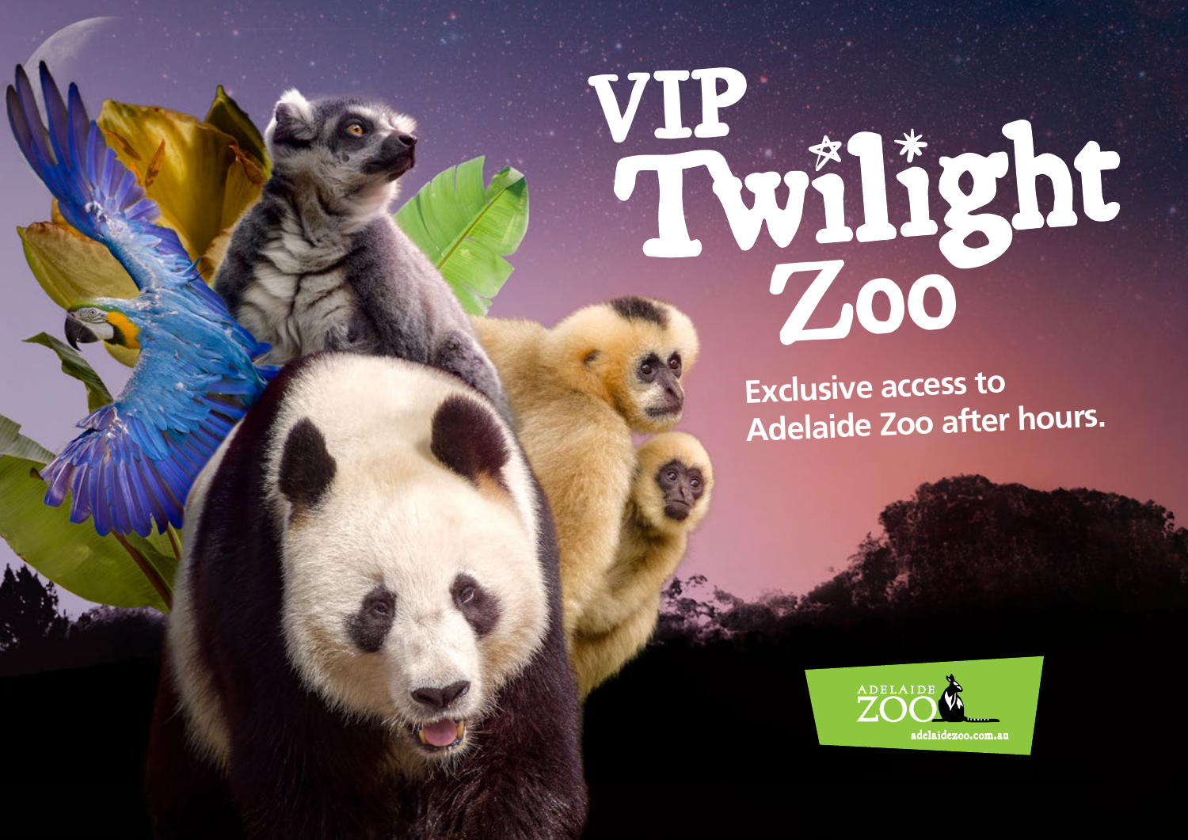# VIP Twilight Zoo

Exclusive access to Adelaide Zoo after hours.

ADELAIDE ZOO

adelaidezoo.com.au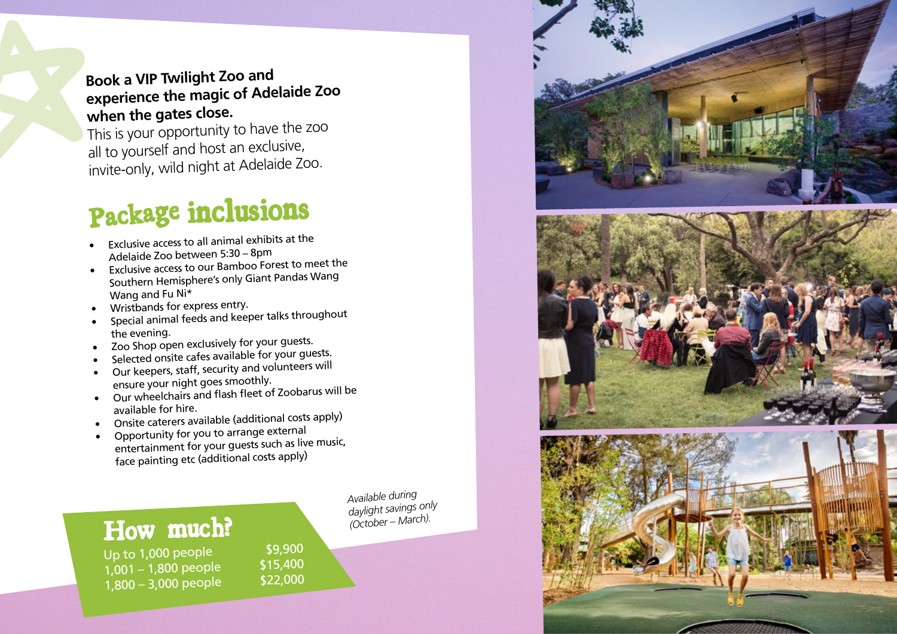**Book a VIP Twilight Zoo and experience the magic of Adelaide Zoo when the gates close.**

This is your opportunity to have the zoo all to yourself and host an exclusive, invite-only, wild night at Adelaide Zoo.

## Package inclusions

- Exclusive access to all animal exhibits at the Adelaide Zoo between 5:30 – 8pm
- Exclusive access to our Bamboo Forest to meet the Southern Hemisphere's only Giant Pandas Wang Wang and Fu Ni*
- Wristbands for express entry.
- Special animal feeds and keeper talks throughout the evening.
- Zoo Shop open exclusively for your guests.
- Selected onsite cafes available for your guests.
- Our keepers, staff, security and volunteers will ensure your night goes smoothly.
- Our wheelchairs and flash fleet of Zoobarus will be available for hire.
- Onsite caterers available (additional costs apply)
- Opportunity for you to arrange external entertainment for your guests such as live music, face painting etc (additional costs apply)

*Available during daylight savings only (October – March).*

## How much?

| | |
|---|---|
| Up to 1,000 people | $9,900 |
| 1,001 – 1,800 people | $15,400 |
| 1,800 – 3,000 people | $22,000 |